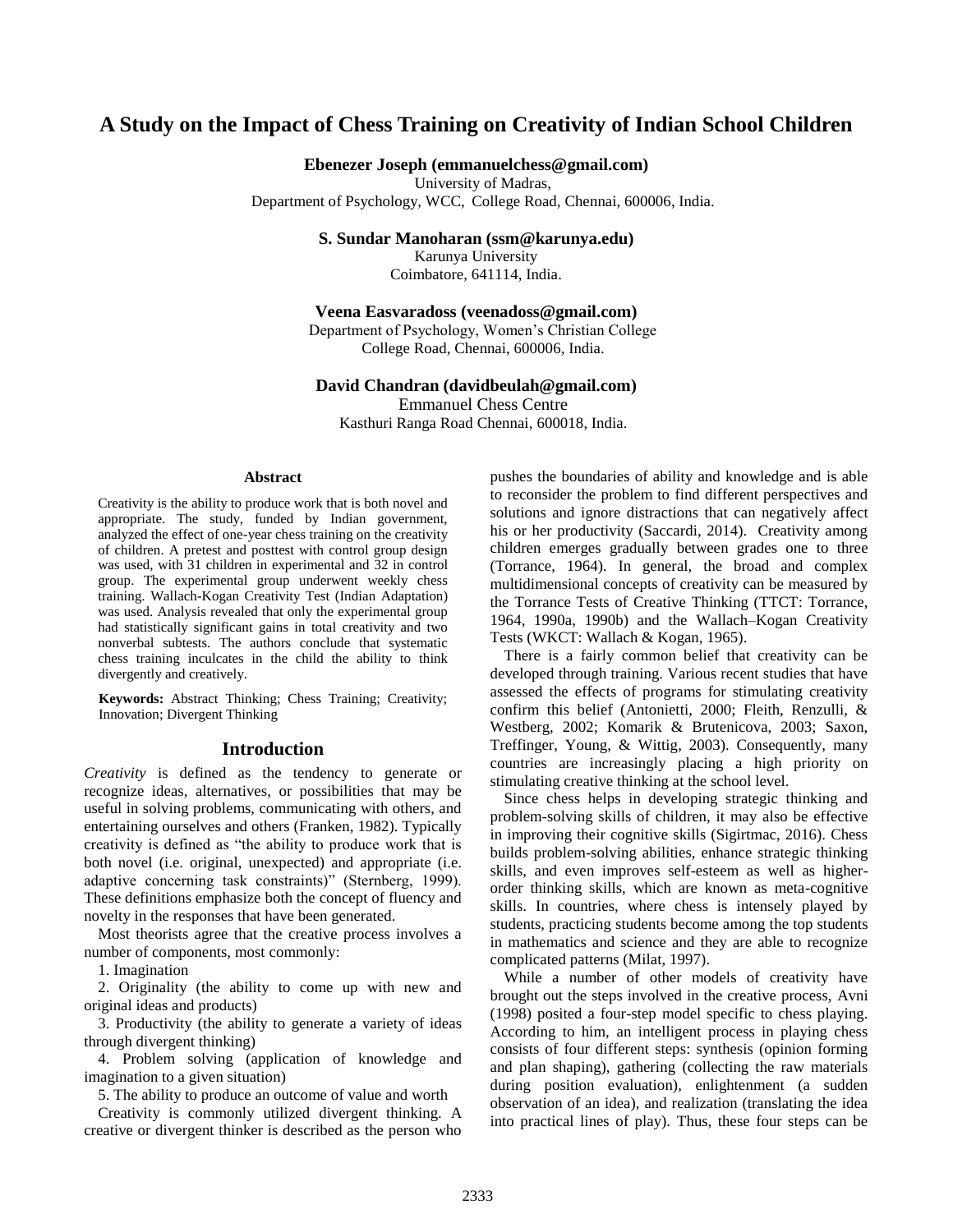# A Study on the Impact of Chess Training on Creativity of Indian School Children

**Ebenezer Joseph (emmanuelchess@gmail.com)**
University of Madras,
Department of Psychology, WCC, College Road, Chennai, 600006, India.

**S. Sundar Manoharan (ssm@karunya.edu)**
Karunya University
Coimbatore, 641114, India.

**Veena Easvaradoss (veenadoss@gmail.com)**
Department of Psychology, Women's Christian College
College Road, Chennai, 600006, India.

**David Chandran (davidbeulah@gmail.com)**
Emmanuel Chess Centre
Kasthuri Ranga Road Chennai, 600018, India.

## Abstract

Creativity is the ability to produce work that is both novel and appropriate. The study, funded by Indian government, analyzed the effect of one-year chess training on the creativity of children. A pretest and posttest with control group design was used, with 31 children in experimental and 32 in control group. The experimental group underwent weekly chess training. Wallach-Kogan Creativity Test (Indian Adaptation) was used. Analysis revealed that only the experimental group had statistically significant gains in total creativity and two nonverbal subtests. The authors conclude that systematic chess training inculcates in the child the ability to think divergently and creatively.

**Keywords:** Abstract Thinking; Chess Training; Creativity; Innovation; Divergent Thinking

## Introduction

*Creativity* is defined as the tendency to generate or recognize ideas, alternatives, or possibilities that may be useful in solving problems, communicating with others, and entertaining ourselves and others (Franken, 1982). Typically creativity is defined as "the ability to produce work that is both novel (i.e. original, unexpected) and appropriate (i.e. adaptive concerning task constraints)" (Sternberg, 1999). These definitions emphasize both the concept of fluency and novelty in the responses that have been generated.

Most theorists agree that the creative process involves a number of components, most commonly:

1. Imagination
2. Originality (the ability to come up with new and original ideas and products)
3. Productivity (the ability to generate a variety of ideas through divergent thinking)
4. Problem solving (application of knowledge and imagination to a given situation)
5. The ability to produce an outcome of value and worth

Creativity is commonly utilized divergent thinking. A creative or divergent thinker is described as the person who pushes the boundaries of ability and knowledge and is able to reconsider the problem to find different perspectives and solutions and ignore distractions that can negatively affect his or her productivity (Saccardi, 2014). Creativity among children emerges gradually between grades one to three (Torrance, 1964). In general, the broad and complex multidimensional concepts of creativity can be measured by the Torrance Tests of Creative Thinking (TTCT: Torrance, 1964, 1990a, 1990b) and the Wallach–Kogan Creativity Tests (WKCT: Wallach & Kogan, 1965).

There is a fairly common belief that creativity can be developed through training. Various recent studies that have assessed the effects of programs for stimulating creativity confirm this belief (Antonietti, 2000; Fleith, Renzulli, & Westberg, 2002; Komarik & Brutenicova, 2003; Saxon, Treffinger, Young, & Wittig, 2003). Consequently, many countries are increasingly placing a high priority on stimulating creative thinking at the school level.

Since chess helps in developing strategic thinking and problem-solving skills of children, it may also be effective in improving their cognitive skills (Sigirtmac, 2016). Chess builds problem-solving abilities, enhance strategic thinking skills, and even improves self-esteem as well as higher-order thinking skills, which are known as meta-cognitive skills. In countries, where chess is intensely played by students, practicing students become among the top students in mathematics and science and they are able to recognize complicated patterns (Milat, 1997).

While a number of other models of creativity have brought out the steps involved in the creative process, Avni (1998) posited a four-step model specific to chess playing. According to him, an intelligent process in playing chess consists of four different steps: synthesis (opinion forming and plan shaping), gathering (collecting the raw materials during position evaluation), enlightenment (a sudden observation of an idea), and realization (translating the idea into practical lines of play). Thus, these four steps can be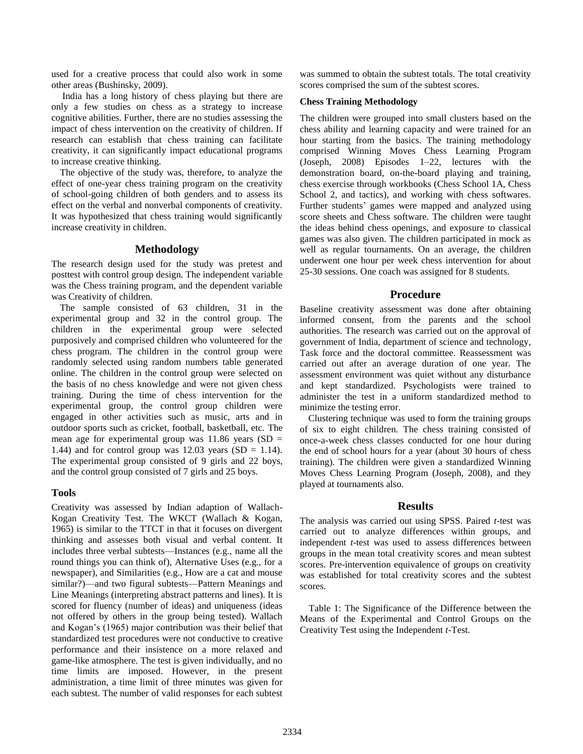used for a creative process that could also work in some other areas (Bushinsky, 2009).

India has a long history of chess playing but there are only a few studies on chess as a strategy to increase cognitive abilities. Further, there are no studies assessing the impact of chess intervention on the creativity of children. If research can establish that chess training can facilitate creativity, it can significantly impact educational programs to increase creative thinking.

The objective of the study was, therefore, to analyze the effect of one-year chess training program on the creativity of school-going children of both genders and to assess its effect on the verbal and nonverbal components of creativity. It was hypothesized that chess training would significantly increase creativity in children.

## Methodology

The research design used for the study was pretest and posttest with control group design. The independent variable was the Chess training program, and the dependent variable was Creativity of children.

The sample consisted of 63 children, 31 in the experimental group and 32 in the control group. The children in the experimental group were selected purposively and comprised children who volunteered for the chess program. The children in the control group were randomly selected using random numbers table generated online. The children in the control group were selected on the basis of no chess knowledge and were not given chess training. During the time of chess intervention for the experimental group, the control group children were engaged in other activities such as music, arts and in outdoor sports such as cricket, football, basketball, etc. The mean age for experimental group was 11.86 years (SD = 1.44) and for control group was 12.03 years (SD = 1.14). The experimental group consisted of 9 girls and 22 boys, and the control group consisted of 7 girls and 25 boys.

### Tools

Creativity was assessed by Indian adaption of Wallach-Kogan Creativity Test. The WKCT (Wallach & Kogan, 1965) is similar to the TTCT in that it focuses on divergent thinking and assesses both visual and verbal content. It includes three verbal subtests—Instances (e.g., name all the round things you can think of), Alternative Uses (e.g., for a newspaper), and Similarities (e.g., How are a cat and mouse similar?)—and two figural subtests—Pattern Meanings and Line Meanings (interpreting abstract patterns and lines). It is scored for fluency (number of ideas) and uniqueness (ideas not offered by others in the group being tested). Wallach and Kogan's (1965) major contribution was their belief that standardized test procedures were not conductive to creative performance and their insistence on a more relaxed and game-like atmosphere. The test is given individually, and no time limits are imposed. However, in the present administration, a time limit of three minutes was given for each subtest. The number of valid responses for each subtest was summed to obtain the subtest totals. The total creativity scores comprised the sum of the subtest scores.

#### Chess Training Methodology

The children were grouped into small clusters based on the chess ability and learning capacity and were trained for an hour starting from the basics. The training methodology comprised Winning Moves Chess Learning Program (Joseph, 2008) Episodes 1–22, lectures with the demonstration board, on-the-board playing and training, chess exercise through workbooks (Chess School 1A, Chess School 2, and tactics), and working with chess softwares. Further students' games were mapped and analyzed using score sheets and Chess software. The children were taught the ideas behind chess openings, and exposure to classical games was also given. The children participated in mock as well as regular tournaments. On an average, the children underwent one hour per week chess intervention for about 25-30 sessions. One coach was assigned for 8 students.

## Procedure

Baseline creativity assessment was done after obtaining informed consent, from the parents and the school authorities. The research was carried out on the approval of government of India, department of science and technology, Task force and the doctoral committee. Reassessment was carried out after an average duration of one year. The assessment environment was quiet without any disturbance and kept standardized. Psychologists were trained to administer the test in a uniform standardized method to minimize the testing error.

Clustering technique was used to form the training groups of six to eight children. The chess training consisted of once-a-week chess classes conducted for one hour during the end of school hours for a year (about 30 hours of chess training). The children were given a standardized Winning Moves Chess Learning Program (Joseph, 2008), and they played at tournaments also.

## Results

The analysis was carried out using SPSS. Paired *t*-test was carried out to analyze differences within groups, and independent *t*-test was used to assess differences between groups in the mean total creativity scores and mean subtest scores. Pre-intervention equivalence of groups on creativity was established for total creativity scores and the subtest scores.

Table 1: The Significance of the Difference between the Means of the Experimental and Control Groups on the Creativity Test using the Independent *t*-Test.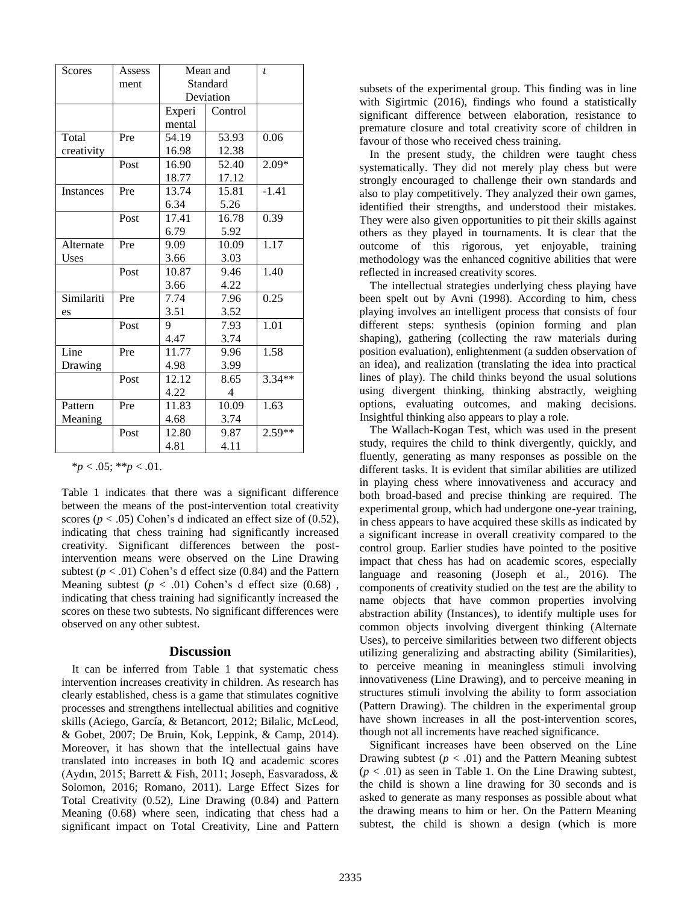| Scores | Assessment | Mean and Standard Deviation | | $t$ |
|---|---|---|---|---|
| | | Experimental | Control | |
| Total creativity | Pre | 54.19<br>16.98 | 53.93<br>12.38 | 0.06 |
| | Post | 16.90<br>18.77 | 52.40<br>17.12 | 2.09* |
| Instances | Pre | 13.74<br>6.34 | 15.81<br>5.26 | -1.41 |
| | Post | 17.41<br>6.79 | 16.78<br>5.92 | 0.39 |
| Alternate Uses | Pre | 9.09<br>3.66 | 10.09<br>3.03 | 1.17 |
| | Post | 10.87<br>3.66 | 9.46<br>4.22 | 1.40 |
| Similarities | Pre | 7.74<br>3.51 | 7.96<br>3.52 | 0.25 |
| | Post | 9<br>4.47 | 7.93<br>3.74 | 1.01 |
| Line Drawing | Pre | 11.77<br>4.98 | 9.96<br>3.99 | 1.58 |
| | Post | 12.12<br>4.22 | 8.65<br>4 | 3.34** |
| Pattern Meaning | Pre | 11.83<br>4.68 | 10.09<br>3.74 | 1.63 |
| | Post | 12.80<br>4.81 | 9.87<br>4.11 | 2.59** |

*$p < .05$; **$p < .01$.

Table 1 indicates that there was a significant difference between the means of the post-intervention total creativity scores ($p < .05$) Cohen's d indicated an effect size of (0.52), indicating that chess training had significantly increased creativity. Significant differences between the post-intervention means were observed on the Line Drawing subtest ($p < .01$) Cohen's d effect size (0.84) and the Pattern Meaning subtest ($p < .01$) Cohen's d effect size (0.68) , indicating that chess training had significantly increased the scores on these two subtests. No significant differences were observed on any other subtest.

## Discussion

It can be inferred from Table 1 that systematic chess intervention increases creativity in children. As research has clearly established, chess is a game that stimulates cognitive processes and strengthens intellectual abilities and cognitive skills (Aciego, García, & Betancort, 2012; Bilalic, McLeod, & Gobet, 2007; De Bruin, Kok, Leppink, & Camp, 2014). Moreover, it has shown that the intellectual gains have translated into increases in both IQ and academic scores (Aydın, 2015; Barrett & Fish, 2011; Joseph, Easvaradoss, & Solomon, 2016; Romano, 2011). Large Effect Sizes for Total Creativity (0.52), Line Drawing (0.84) and Pattern Meaning (0.68) where seen, indicating that chess had a significant impact on Total Creativity, Line and Pattern subsets of the experimental group. This finding was in line with Sigirtmic (2016), findings who found a statistically significant difference between elaboration, resistance to premature closure and total creativity score of children in favour of those who received chess training.

In the present study, the children were taught chess systematically. They did not merely play chess but were strongly encouraged to challenge their own standards and also to play competitively. They analyzed their own games, identified their strengths, and understood their mistakes. They were also given opportunities to pit their skills against others as they played in tournaments. It is clear that the outcome of this rigorous, yet enjoyable, training methodology was the enhanced cognitive abilities that were reflected in increased creativity scores.

The intellectual strategies underlying chess playing have been spelt out by Avni (1998). According to him, chess playing involves an intelligent process that consists of four different steps: synthesis (opinion forming and plan shaping), gathering (collecting the raw materials during position evaluation), enlightenment (a sudden observation of an idea), and realization (translating the idea into practical lines of play). The child thinks beyond the usual solutions using divergent thinking, thinking abstractly, weighing options, evaluating outcomes, and making decisions. Insightful thinking also appears to play a role.

The Wallach-Kogan Test, which was used in the present study, requires the child to think divergently, quickly, and fluently, generating as many responses as possible on the different tasks. It is evident that similar abilities are utilized in playing chess where innovativeness and accuracy and both broad-based and precise thinking are required. The experimental group, which had undergone one-year training, in chess appears to have acquired these skills as indicated by a significant increase in overall creativity compared to the control group. Earlier studies have pointed to the positive impact that chess has had on academic scores, especially language and reasoning (Joseph et al., 2016). The components of creativity studied on the test are the ability to name objects that have common properties involving abstraction ability (Instances), to identify multiple uses for common objects involving divergent thinking (Alternate Uses), to perceive similarities between two different objects utilizing generalizing and abstracting ability (Similarities), to perceive meaning in meaningless stimuli involving innovativeness (Line Drawing), and to perceive meaning in structures stimuli involving the ability to form association (Pattern Drawing). The children in the experimental group have shown increases in all the post-intervention scores, though not all increments have reached significance.

Significant increases have been observed on the Line Drawing subtest ($p < .01$) and the Pattern Meaning subtest ($p < .01$) as seen in Table 1. On the Line Drawing subtest, the child is shown a line drawing for 30 seconds and is asked to generate as many responses as possible about what the drawing means to him or her. On the Pattern Meaning subtest, the child is shown a design (which is more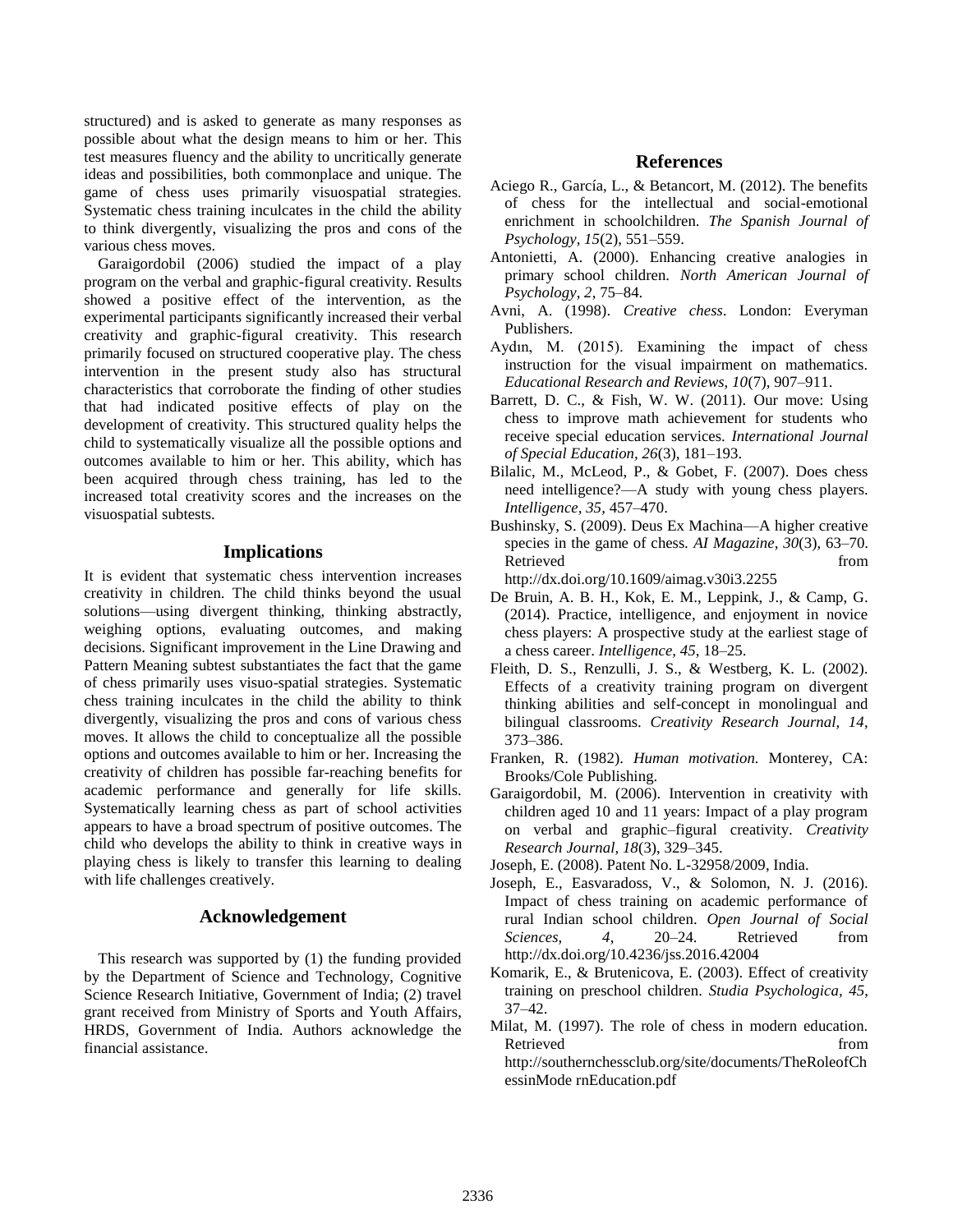structured) and is asked to generate as many responses as possible about what the design means to him or her. This test measures fluency and the ability to uncritically generate ideas and possibilities, both commonplace and unique. The game of chess uses primarily visuospatial strategies. Systematic chess training inculcates in the child the ability to think divergently, visualizing the pros and cons of the various chess moves.

Garaigordobil (2006) studied the impact of a play program on the verbal and graphic-figural creativity. Results showed a positive effect of the intervention, as the experimental participants significantly increased their verbal creativity and graphic-figural creativity. This research primarily focused on structured cooperative play. The chess intervention in the present study also has structural characteristics that corroborate the finding of other studies that had indicated positive effects of play on the development of creativity. This structured quality helps the child to systematically visualize all the possible options and outcomes available to him or her. This ability, which has been acquired through chess training, has led to the increased total creativity scores and the increases on the visuospatial subtests.

## Implications

It is evident that systematic chess intervention increases creativity in children. The child thinks beyond the usual solutions—using divergent thinking, thinking abstractly, weighing options, evaluating outcomes, and making decisions. Significant improvement in the Line Drawing and Pattern Meaning subtest substantiates the fact that the game of chess primarily uses visuo-spatial strategies. Systematic chess training inculcates in the child the ability to think divergently, visualizing the pros and cons of various chess moves. It allows the child to conceptualize all the possible options and outcomes available to him or her. Increasing the creativity of children has possible far-reaching benefits for academic performance and generally for life skills. Systematically learning chess as part of school activities appears to have a broad spectrum of positive outcomes. The child who develops the ability to think in creative ways in playing chess is likely to transfer this learning to dealing with life challenges creatively.

## Acknowledgement

This research was supported by (1) the funding provided by the Department of Science and Technology, Cognitive Science Research Initiative, Government of India; (2) travel grant received from Ministry of Sports and Youth Affairs, HRDS, Government of India. Authors acknowledge the financial assistance.

## References

Aciego R., García, L., & Betancort, M. (2012). The benefits of chess for the intellectual and social-emotional enrichment in schoolchildren. *The Spanish Journal of Psychology, 15*(2), 551–559.

Antonietti, A. (2000). Enhancing creative analogies in primary school children. *North American Journal of Psychology, 2*, 75–84.

Avni, A. (1998). *Creative chess*. London: Everyman Publishers.

Aydın, M. (2015). Examining the impact of chess instruction for the visual impairment on mathematics. *Educational Research and Reviews, 10*(7), 907–911.

Barrett, D. C., & Fish, W. W. (2011). Our move: Using chess to improve math achievement for students who receive special education services. *International Journal of Special Education, 26*(3), 181–193.

Bilalic, M., McLeod, P., & Gobet, F. (2007). Does chess need intelligence?—A study with young chess players. *Intelligence, 35*, 457–470.

Bushinsky, S. (2009). Deus Ex Machina—A higher creative species in the game of chess. *AI Magazine, 30*(3), 63–70. Retrieved from http://dx.doi.org/10.1609/aimag.v30i3.2255

De Bruin, A. B. H., Kok, E. M., Leppink, J., & Camp, G. (2014). Practice, intelligence, and enjoyment in novice chess players: A prospective study at the earliest stage of a chess career. *Intelligence, 45*, 18–25.

Fleith, D. S., Renzulli, J. S., & Westberg, K. L. (2002). Effects of a creativity training program on divergent thinking abilities and self-concept in monolingual and bilingual classrooms. *Creativity Research Journal, 14*, 373–386.

Franken, R. (1982). *Human motivation.* Monterey, CA: Brooks/Cole Publishing.

Garaigordobil, M. (2006). Intervention in creativity with children aged 10 and 11 years: Impact of a play program on verbal and graphic–figural creativity. *Creativity Research Journal, 18*(3), 329–345.

Joseph, E. (2008). Patent No. L-32958/2009, India.

Joseph, E., Easvaradoss, V., & Solomon, N. J. (2016). Impact of chess training on academic performance of rural Indian school children. *Open Journal of Social Sciences, 4,* 20–24. Retrieved from http://dx.doi.org/10.4236/jss.2016.42004

Komarik, E., & Brutenicova, E. (2003). Effect of creativity training on preschool children. *Studia Psychologica, 45*, 37–42.

Milat, M. (1997). The role of chess in modern education. Retrieved from http://southernchessclub.org/site/documents/TheRoleofChessinMode rnEducation.pdf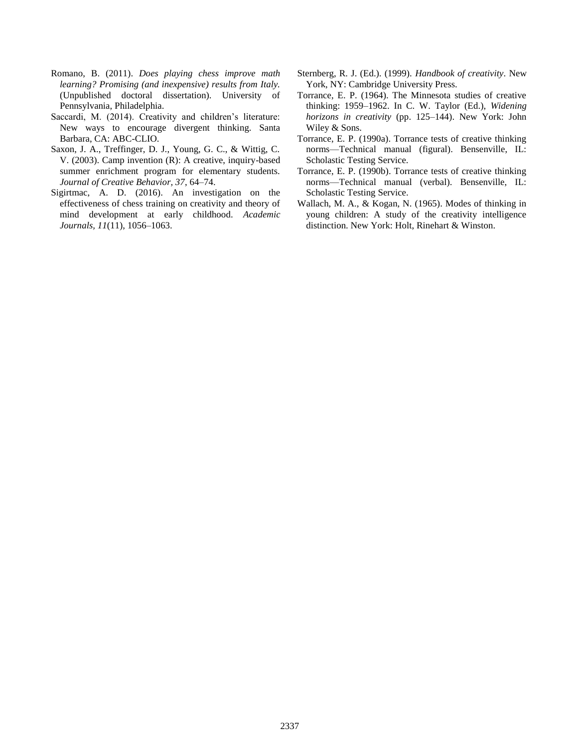Romano, B. (2011). *Does playing chess improve math learning? Promising (and inexpensive) results from Italy.* (Unpublished doctoral dissertation). University of Pennsylvania, Philadelphia.

Saccardi, M. (2014). Creativity and children's literature: New ways to encourage divergent thinking. Santa Barbara, CA: ABC-CLIO.

Saxon, J. A., Treffinger, D. J., Young, G. C., & Wittig, C. V. (2003). Camp invention (R): A creative, inquiry-based summer enrichment program for elementary students. *Journal of Creative Behavior, 37*, 64–74.

Sigirtmac, A. D. (2016). An investigation on the effectiveness of chess training on creativity and theory of mind development at early childhood. *Academic Journals, 11*(11), 1056–1063.

Sternberg, R. J. (Ed.). (1999). *Handbook of creativity*. New York, NY: Cambridge University Press.

Torrance, E. P. (1964). The Minnesota studies of creative thinking: 1959–1962. In C. W. Taylor (Ed.), *Widening horizons in creativity* (pp. 125–144). New York: John Wiley & Sons.

Torrance, E. P. (1990a). Torrance tests of creative thinking norms—Technical manual (figural). Bensenville, IL: Scholastic Testing Service.

Torrance, E. P. (1990b). Torrance tests of creative thinking norms—Technical manual (verbal). Bensenville, IL: Scholastic Testing Service.

Wallach, M. A., & Kogan, N. (1965). Modes of thinking in young children: A study of the creativity intelligence distinction. New York: Holt, Rinehart & Winston.